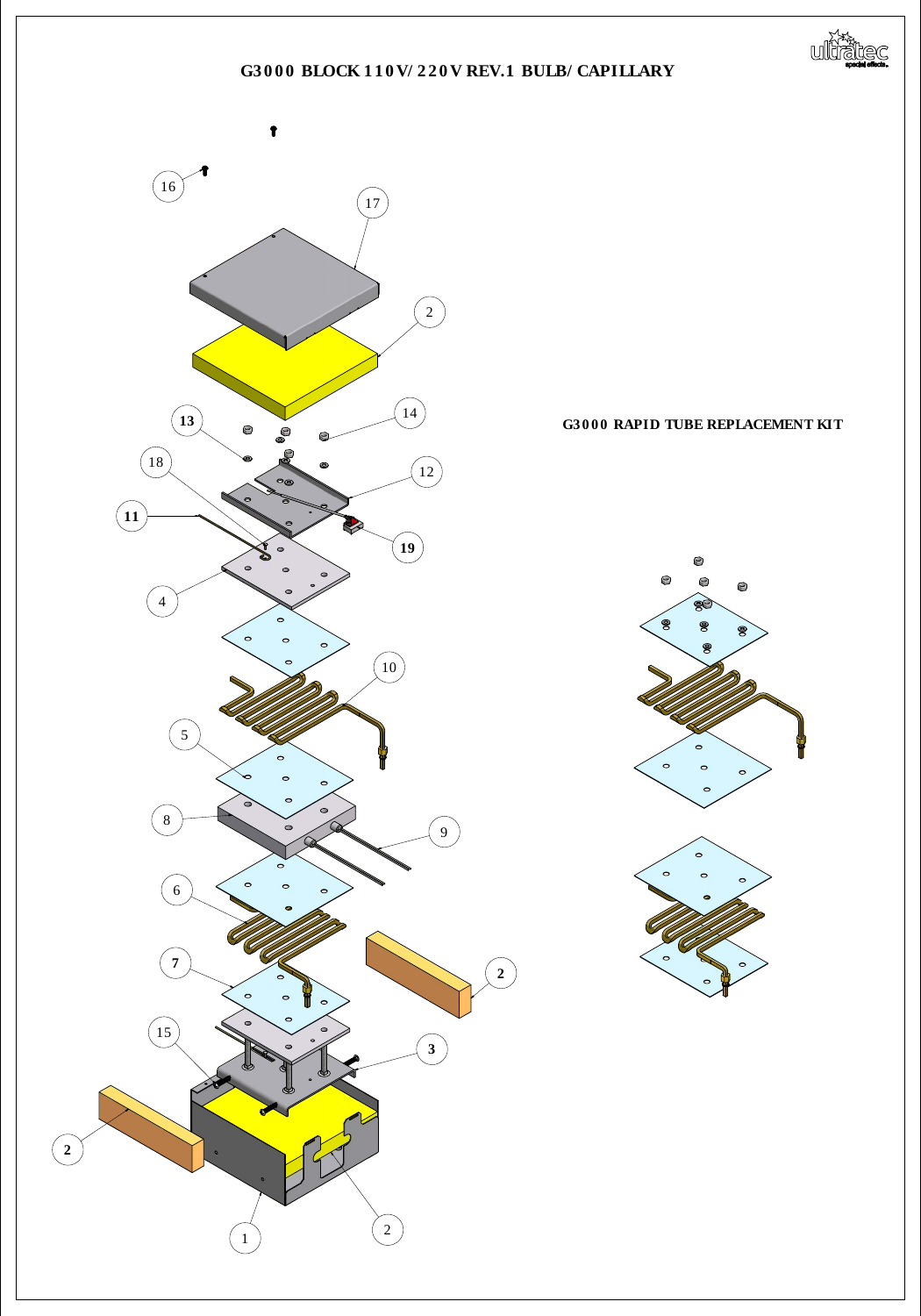# G3000 BLOCK 110V/220V REV.1 BULB/CAPILLARY

16

17

2

13

14

12

18

11

19

4

10

5

8

9

6

2

7

15

3

2

2

1

## G3000 RAPID TUBE REPLACEMENT KIT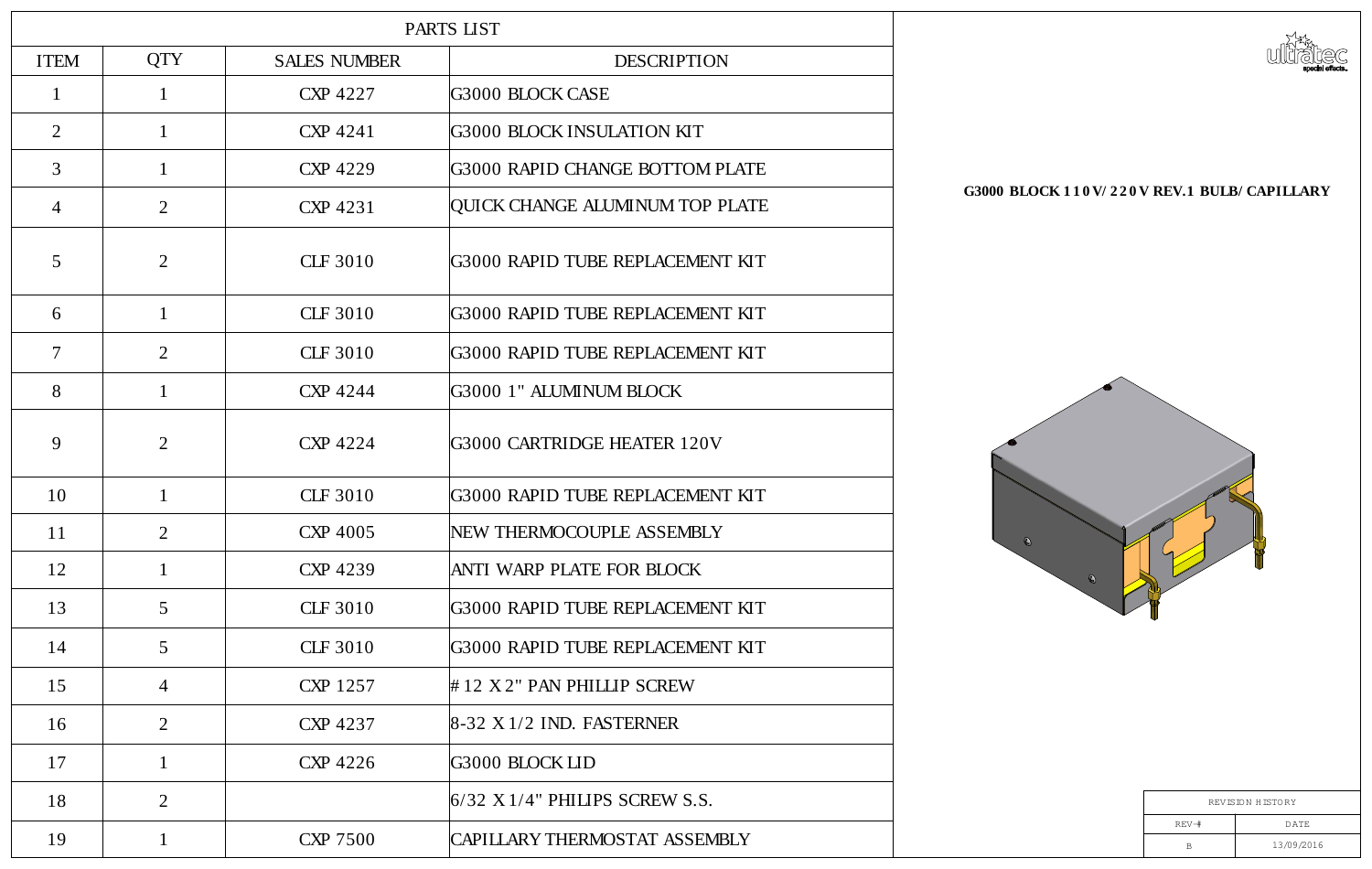## PARTS LIST

| ITEM | QTY | SALES NUMBER | DESCRIPTION |
|---|---|---|---|
| 1 | 1 | CXP 4227 | G3000 BLOCK CASE |
| 2 | 1 | CXP 4241 | G3000 BLOCK INSULATION KIT |
| 3 | 1 | CXP 4229 | G3000 RAPID CHANGE BOTTOM PLATE |
| 4 | 2 | CXP 4231 | QUICK CHANGE ALUMINUM TOP PLATE |
| 5 | 2 | CLF 3010 | G3000 RAPID TUBE REPLACEMENT KIT |
| 6 | 1 | CLF 3010 | G3000 RAPID TUBE REPLACEMENT KIT |
| 7 | 2 | CLF 3010 | G3000 RAPID TUBE REPLACEMENT KIT |
| 8 | 1 | CXP 4244 | G3000 1" ALUMINUM BLOCK |
| 9 | 2 | CXP 4224 | G3000 CARTRIDGE HEATER 120V |
| 10 | 1 | CLF 3010 | G3000 RAPID TUBE REPLACEMENT KIT |
| 11 | 2 | CXP 4005 | NEW THERMOCOUPLE ASSEMBLY |
| 12 | 1 | CXP 4239 | ANTI WARP PLATE FOR BLOCK |
| 13 | 5 | CLF 3010 | G3000 RAPID TUBE REPLACEMENT KIT |
| 14 | 5 | CLF 3010 | G3000 RAPID TUBE REPLACEMENT KIT |
| 15 | 4 | CXP 1257 | # 12 X 2" PAN PHILLIP SCREW |
| 16 | 2 | CXP 4237 | 8-32 X 1/2 IND. FASTERNER |
| 17 | 1 | CXP 4226 | G3000 BLOCK LID |
| 18 | 2 | | 6/32 X 1/4" PHILIPS SCREW S.S. |
| 19 | 1 | CXP 7500 | CAPILLARY THERMOSTAT ASSEMBLY |

ultratec special effects.

**G3000 BLOCK 110V/220V REV.1 BULB/CAPILLARY**

| REVISION HISTORY | |
|---|---|
| REV-# | DATE |
| B | 13/09/2016 |